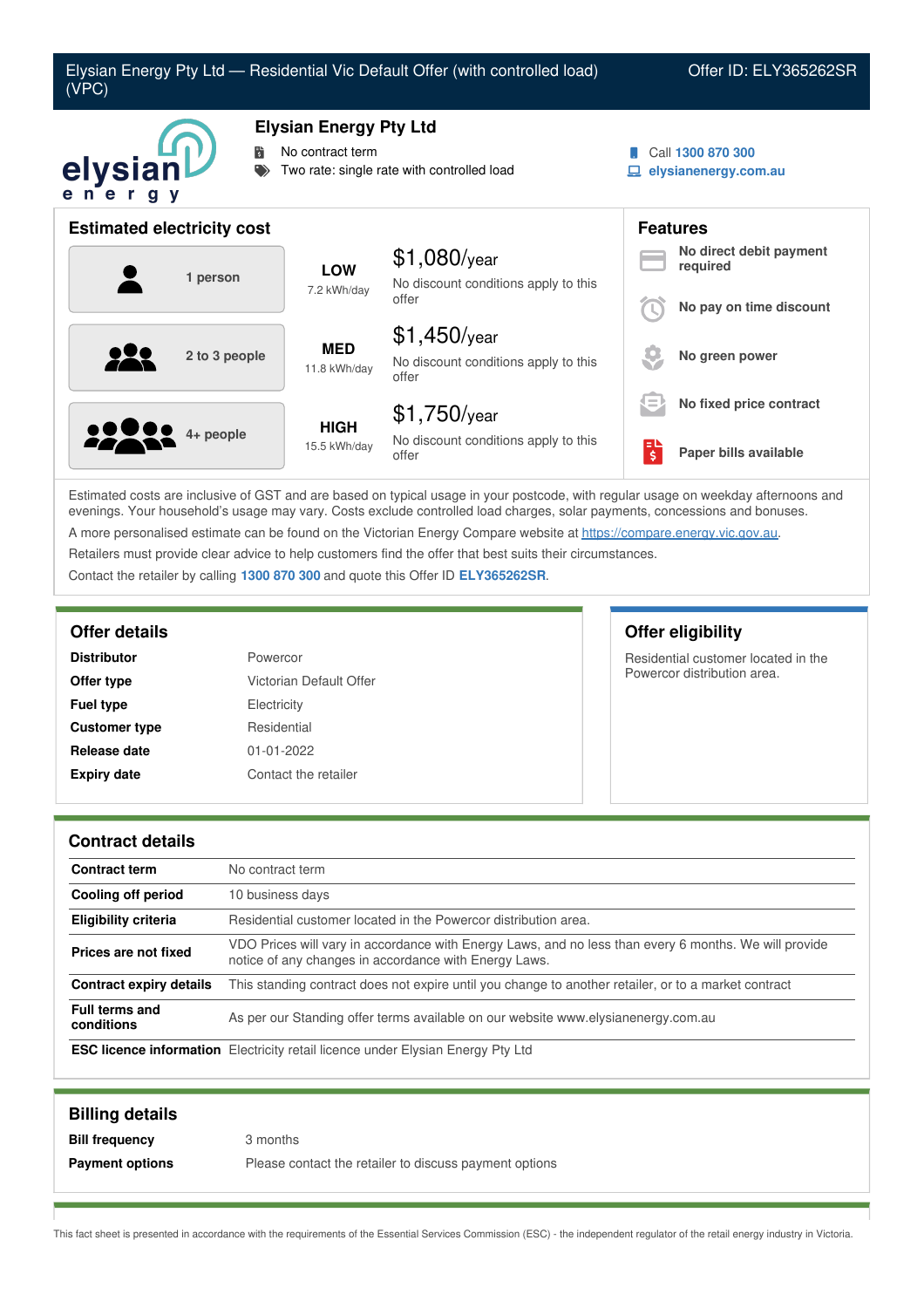# Elysian Energy Pty Ltd — Residential Vic Default Offer (with controlled load) (VPC)

Offer ID: ELY365262SR

## Elysian Energy Pty Ltd

- No contract term
- Two rate: single rate with controlled load

Call **1300 870 300**
**elysianenergy.com.au**

## Estimated electricity cost

| Household | Usage | Cost |
| --- | --- | --- |
| 1 person | **LOW** 7.2 kWh/day | $1,080/year — No discount conditions apply to this offer |
| 2 to 3 people | **MED** 11.8 kWh/day | $1,450/year — No discount conditions apply to this offer |
| 4+ people | **HIGH** 15.5 kWh/day | $1,750/year — No discount conditions apply to this offer |

## Features

- **No direct debit payment required**
- **No pay on time discount**
- **No green power**
- **No fixed price contract**
- **Paper bills available**

Estimated costs are inclusive of GST and are based on typical usage in your postcode, with regular usage on weekday afternoons and evenings. Your household's usage may vary. Costs exclude controlled load charges, solar payments, concessions and bonuses.

A more personalised estimate can be found on the Victorian Energy Compare website at https://compare.energy.vic.gov.au.

Retailers must provide clear advice to help customers find the offer that best suits their circumstances.

Contact the retailer by calling **1300 870 300** and quote this Offer ID **ELY365262SR**.

## Offer details

| | |
| --- | --- |
| **Distributor** | Powercor |
| **Offer type** | Victorian Default Offer |
| **Fuel type** | Electricity |
| **Customer type** | Residential |
| **Release date** | 01-01-2022 |
| **Expiry date** | Contact the retailer |

## Offer eligibility

Residential customer located in the Powercor distribution area.

## Contract details

| | |
| --- | --- |
| **Contract term** | No contract term |
| **Cooling off period** | 10 business days |
| **Eligibility criteria** | Residential customer located in the Powercor distribution area. |
| **Prices are not fixed** | VDO Prices will vary in accordance with Energy Laws, and no less than every 6 months. We will provide notice of any changes in accordance with Energy Laws. |
| **Contract expiry details** | This standing contract does not expire until you change to another retailer, or to a market contract |
| **Full terms and conditions** | As per our Standing offer terms available on our website www.elysianenergy.com.au |
| **ESC licence information** | Electricity retail licence under Elysian Energy Pty Ltd |

## Billing details

| | |
| --- | --- |
| **Bill frequency** | 3 months |
| **Payment options** | Please contact the retailer to discuss payment options |

This fact sheet is presented in accordance with the requirements of the Essential Services Commission (ESC) - the independent regulator of the retail energy industry in Victoria.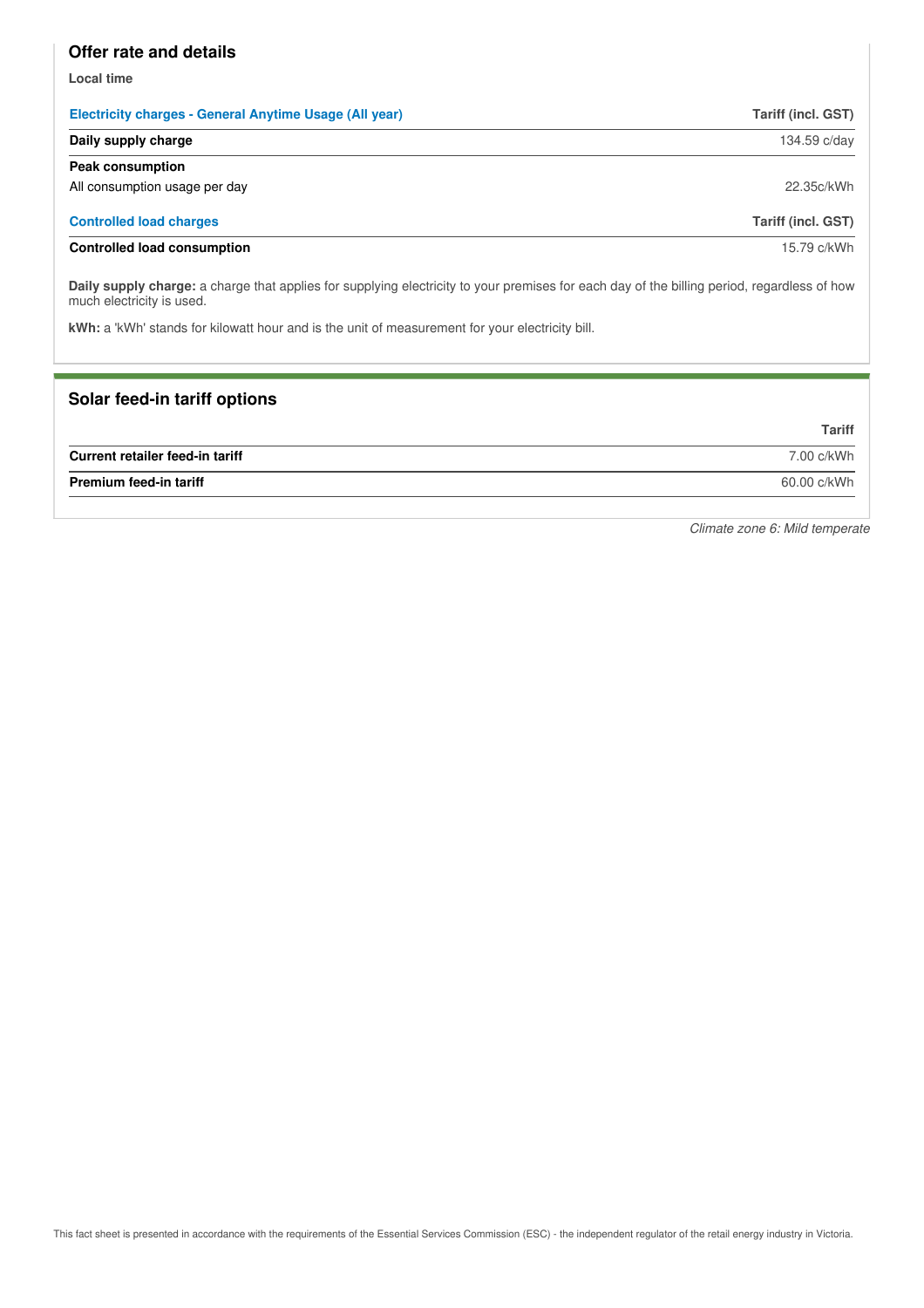## Offer rate and details

**Local time**

| Electricity charges - General Anytime Usage (All year) | Tariff (incl. GST) |
| --- | --- |
| **Daily supply charge** | 134.59 c/day |
| **Peak consumption** | |
| All consumption usage per day | 22.35c/kWh |

| Controlled load charges | Tariff (incl. GST) |
| --- | --- |
| **Controlled load consumption** | 15.79 c/kWh |

**Daily supply charge:** a charge that applies for supplying electricity to your premises for each day of the billing period, regardless of how much electricity is used.

**kWh:** a 'kWh' stands for kilowatt hour and is the unit of measurement for your electricity bill.

## Solar feed-in tariff options

| | Tariff |
| --- | --- |
| **Current retailer feed-in tariff** | 7.00 c/kWh |
| **Premium feed-in tariff** | 60.00 c/kWh |

*Climate zone 6: Mild temperate*

This fact sheet is presented in accordance with the requirements of the Essential Services Commission (ESC) - the independent regulator of the retail energy industry in Victoria.